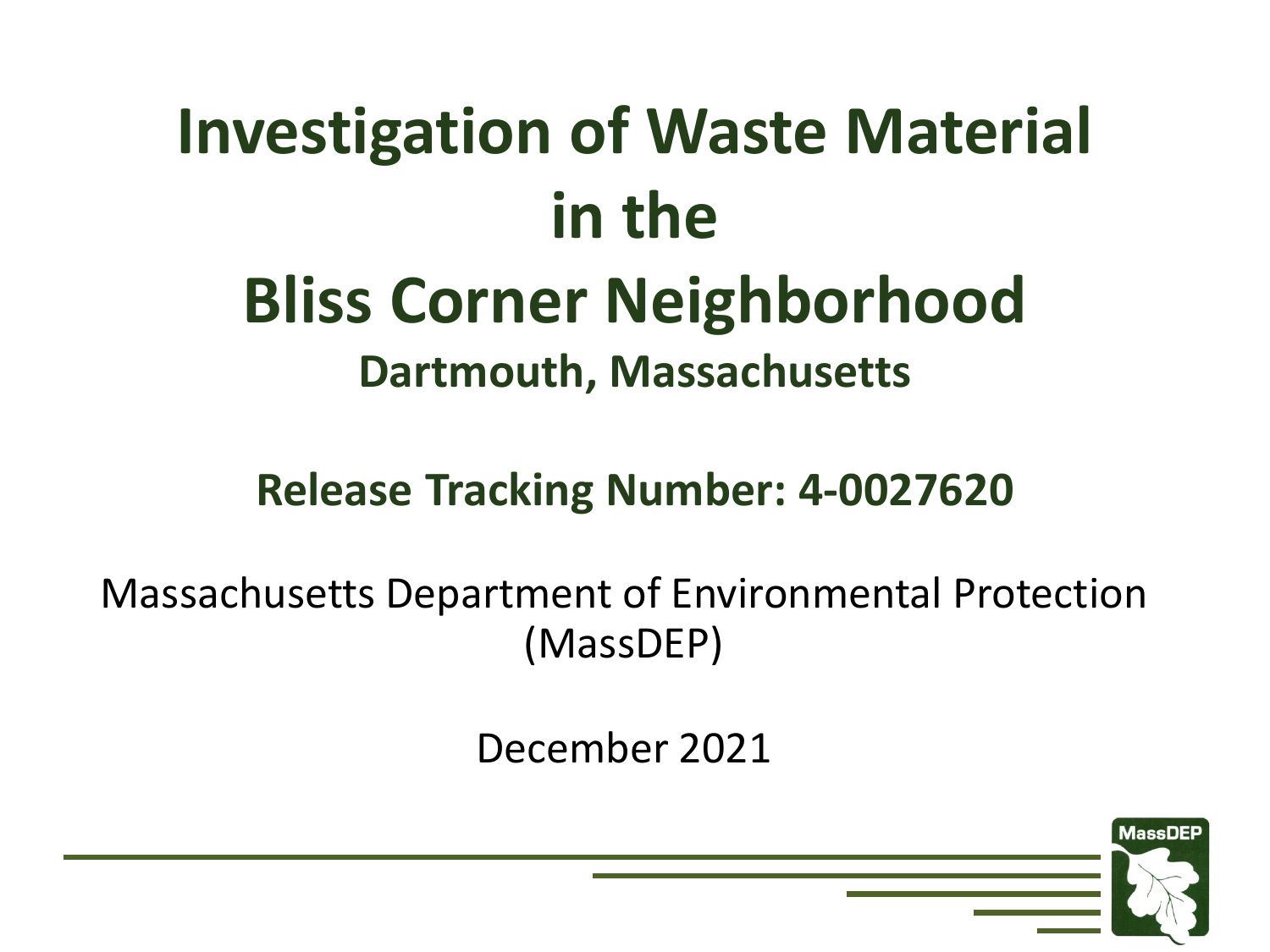# Investigation of Waste Material in the Bliss Corner Neighborhood

## Dartmouth, Massachusetts

## Release Tracking Number: 4-0027620

Massachusetts Department of Environmental Protection (MassDEP)

December 2021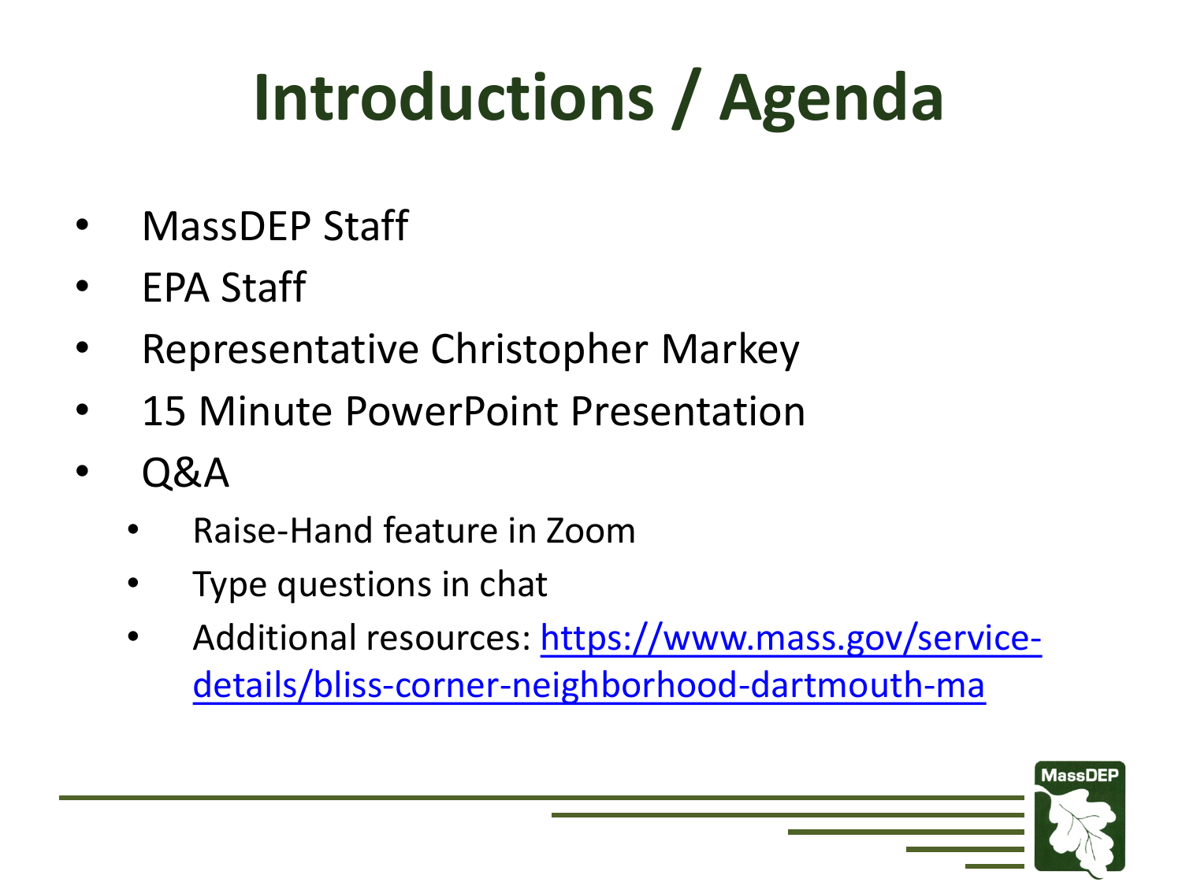# Introductions / Agenda

- MassDEP Staff
- EPA Staff
- Representative Christopher Markey
- 15 Minute PowerPoint Presentation
- Q&A
  - Raise-Hand feature in Zoom
  - Type questions in chat
  - Additional resources: [https://www.mass.gov/service-details/bliss-corner-neighborhood-dartmouth-ma](https://www.mass.gov/service-details/bliss-corner-neighborhood-dartmouth-ma)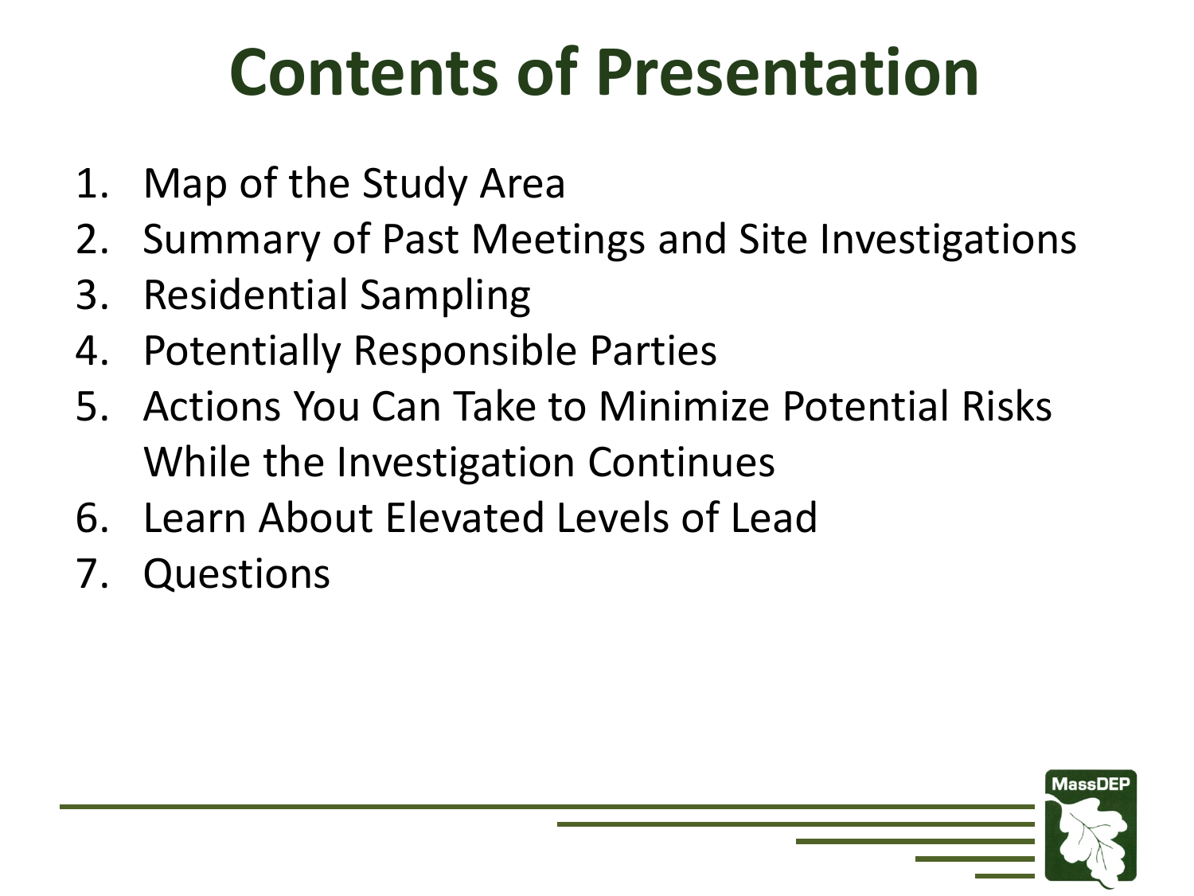# Contents of Presentation

1. Map of the Study Area
2. Summary of Past Meetings and Site Investigations
3. Residential Sampling
4. Potentially Responsible Parties
5. Actions You Can Take to Minimize Potential Risks While the Investigation Continues
6. Learn About Elevated Levels of Lead
7. Questions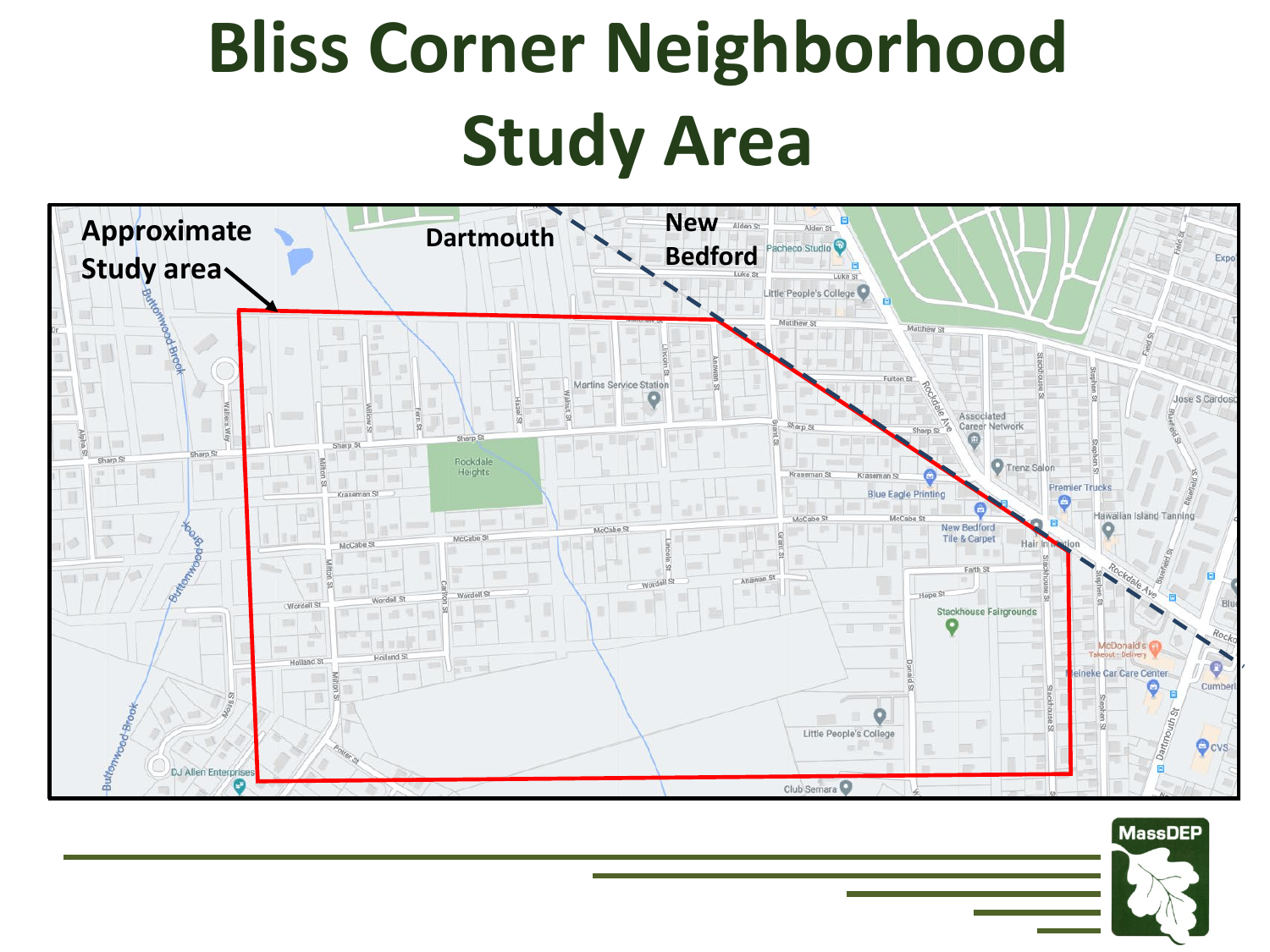# Bliss Corner Neighborhood Study Area

Approximate Study area

Dartmouth

New Bedford

MassDEP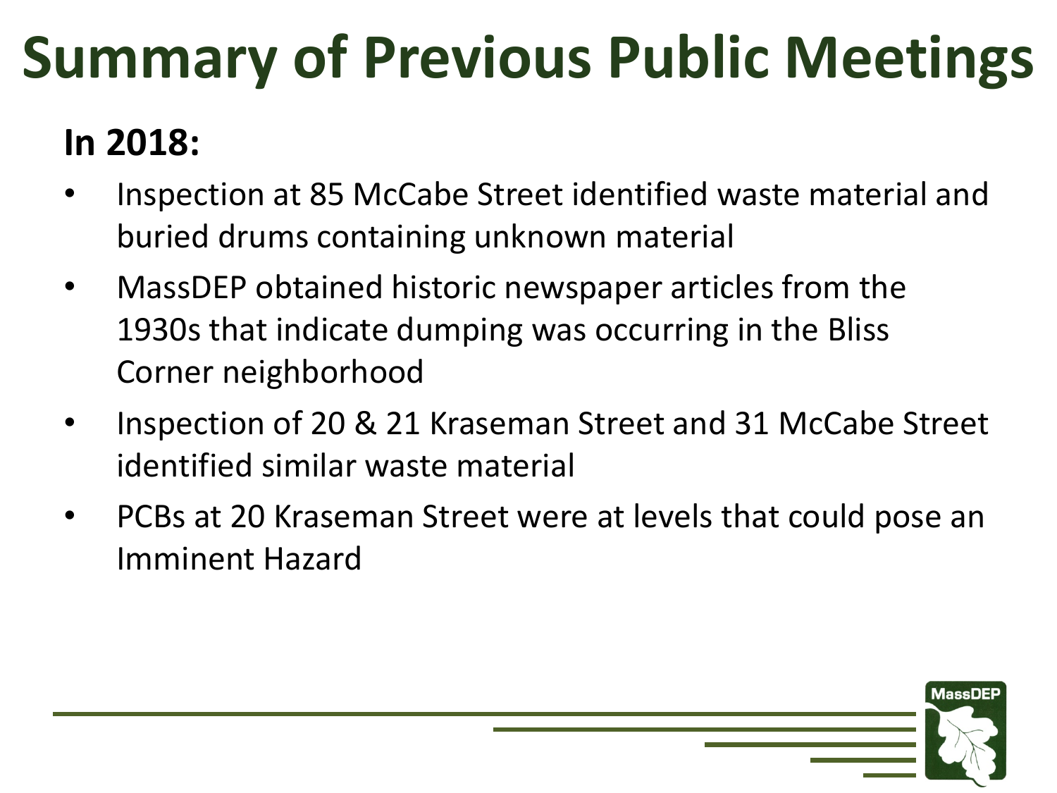# Summary of Previous Public Meetings

**In 2018:**

- Inspection at 85 McCabe Street identified waste material and buried drums containing unknown material
- MassDEP obtained historic newspaper articles from the 1930s that indicate dumping was occurring in the Bliss Corner neighborhood
- Inspection of 20 & 21 Kraseman Street and 31 McCabe Street identified similar waste material
- PCBs at 20 Kraseman Street were at levels that could pose an Imminent Hazard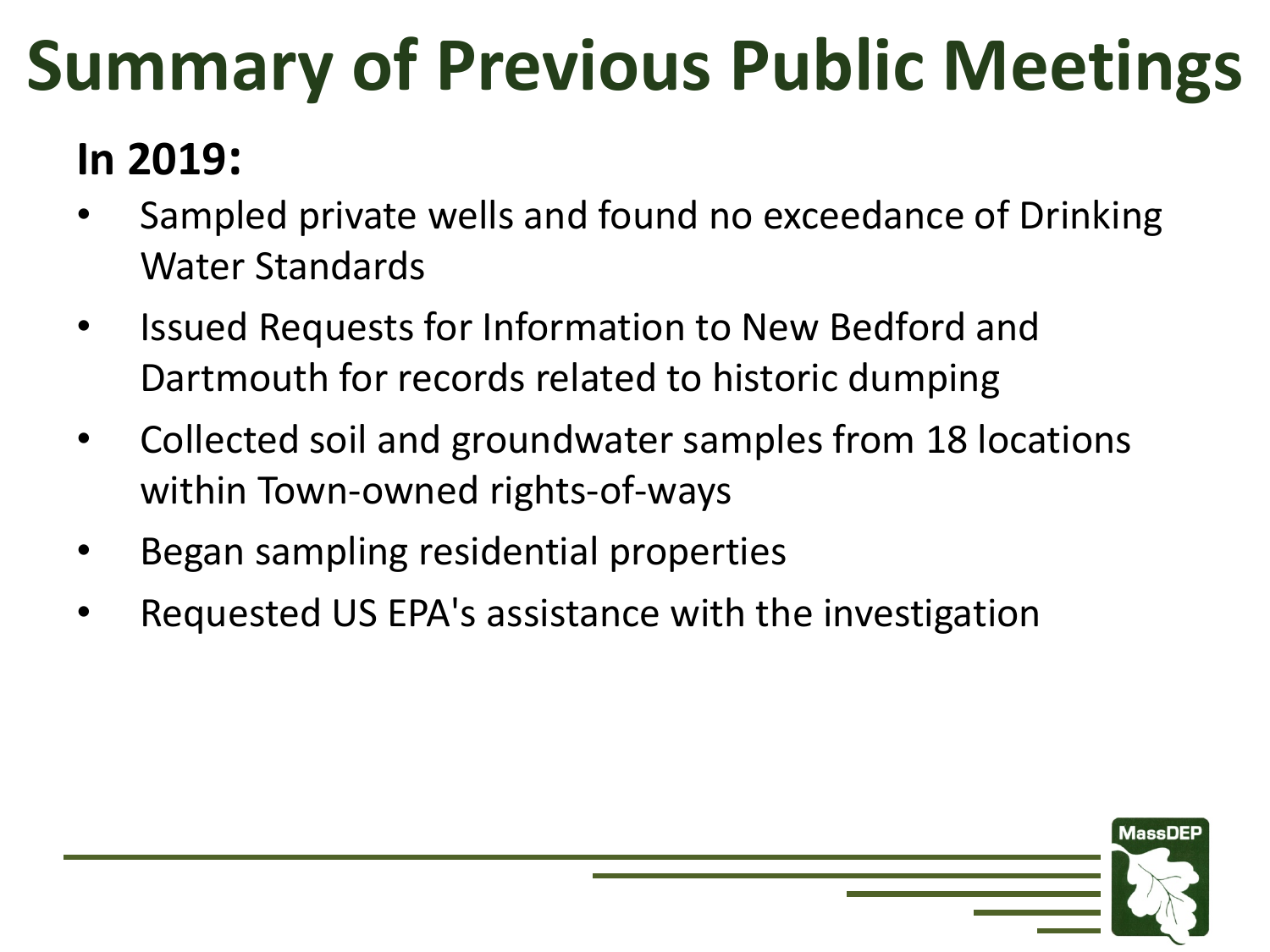# Summary of Previous Public Meetings

**In 2019:**

- Sampled private wells and found no exceedance of Drinking Water Standards
- Issued Requests for Information to New Bedford and Dartmouth for records related to historic dumping
- Collected soil and groundwater samples from 18 locations within Town-owned rights-of-ways
- Began sampling residential properties
- Requested US EPA's assistance with the investigation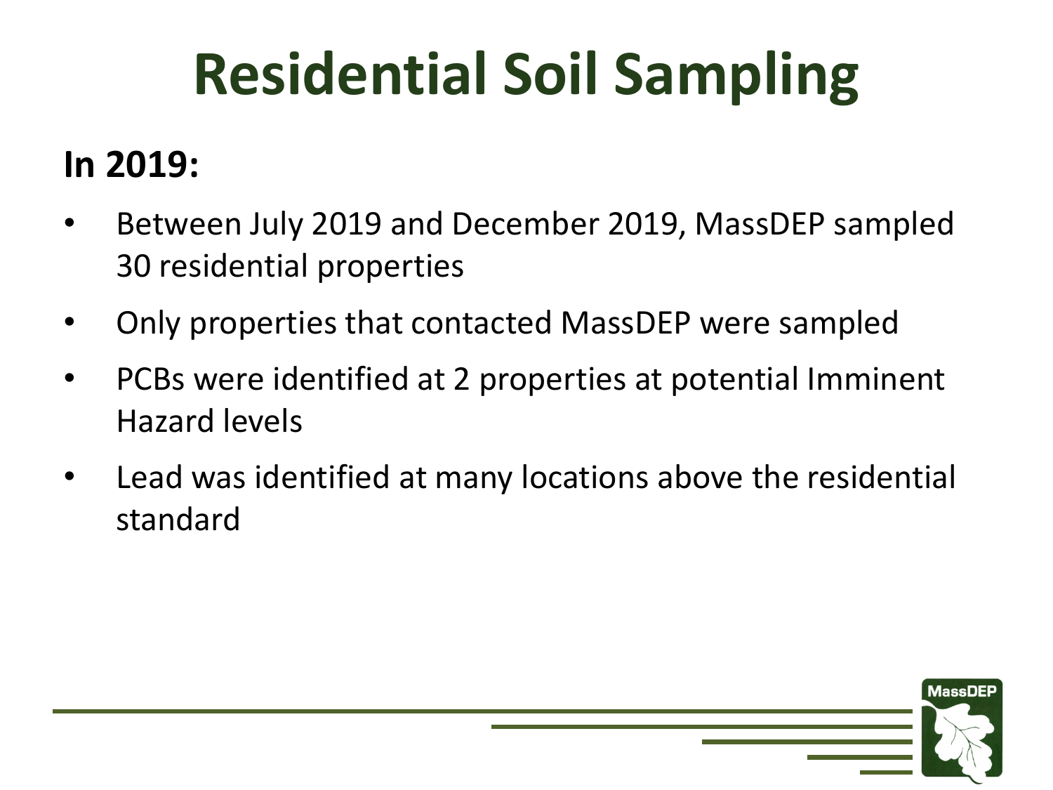# Residential Soil Sampling

**In 2019:**

- Between July 2019 and December 2019, MassDEP sampled 30 residential properties
- Only properties that contacted MassDEP were sampled
- PCBs were identified at 2 properties at potential Imminent Hazard levels
- Lead was identified at many locations above the residential standard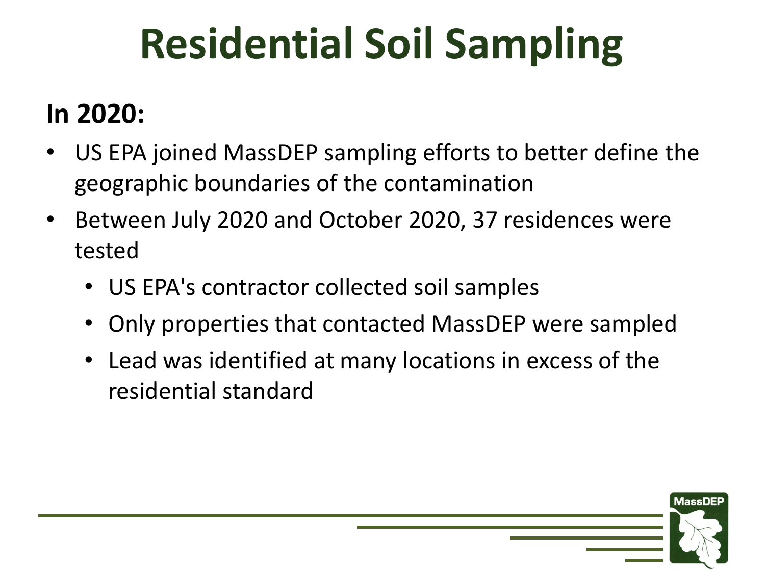# Residential Soil Sampling

**In 2020:**

- US EPA joined MassDEP sampling efforts to better define the geographic boundaries of the contamination
- Between July 2020 and October 2020, 37 residences were tested
  - US EPA's contractor collected soil samples
  - Only properties that contacted MassDEP were sampled
  - Lead was identified at many locations in excess of the residential standard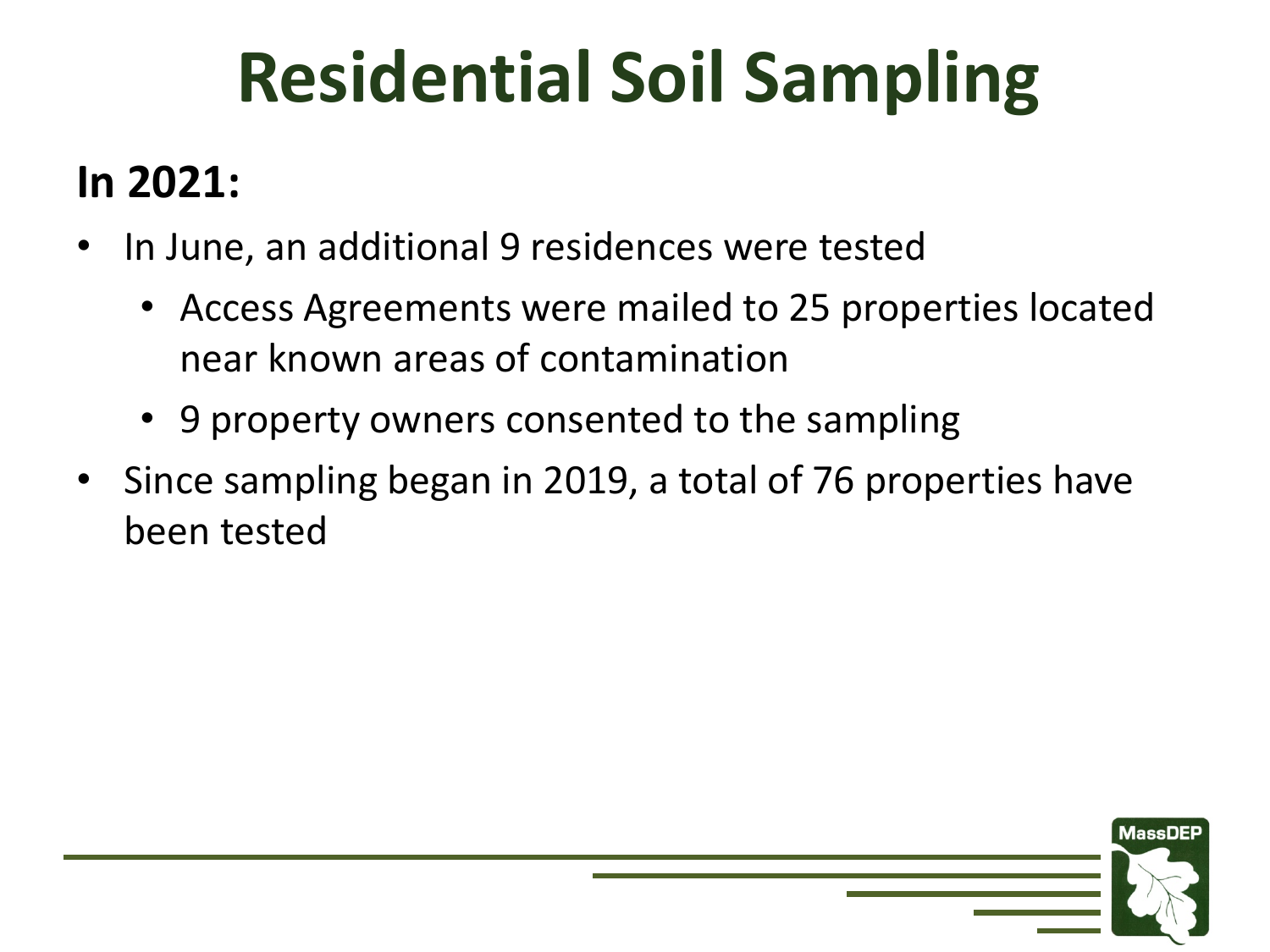# Residential Soil Sampling

**In 2021:**

- In June, an additional 9 residences were tested
  - Access Agreements were mailed to 25 properties located near known areas of contamination
  - 9 property owners consented to the sampling
- Since sampling began in 2019, a total of 76 properties have been tested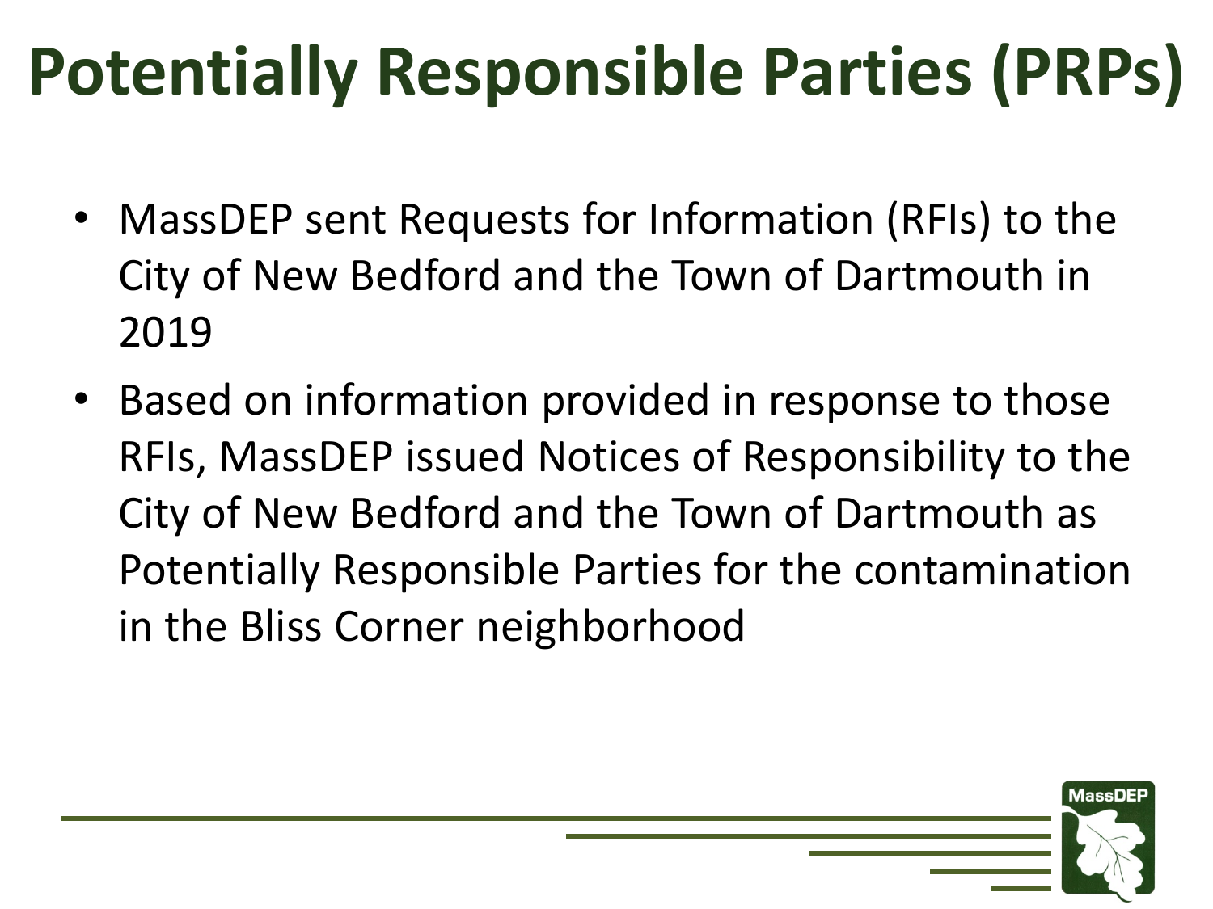# Potentially Responsible Parties (PRPs)

- MassDEP sent Requests for Information (RFIs) to the City of New Bedford and the Town of Dartmouth in 2019
- Based on information provided in response to those RFIs, MassDEP issued Notices of Responsibility to the City of New Bedford and the Town of Dartmouth as Potentially Responsible Parties for the contamination in the Bliss Corner neighborhood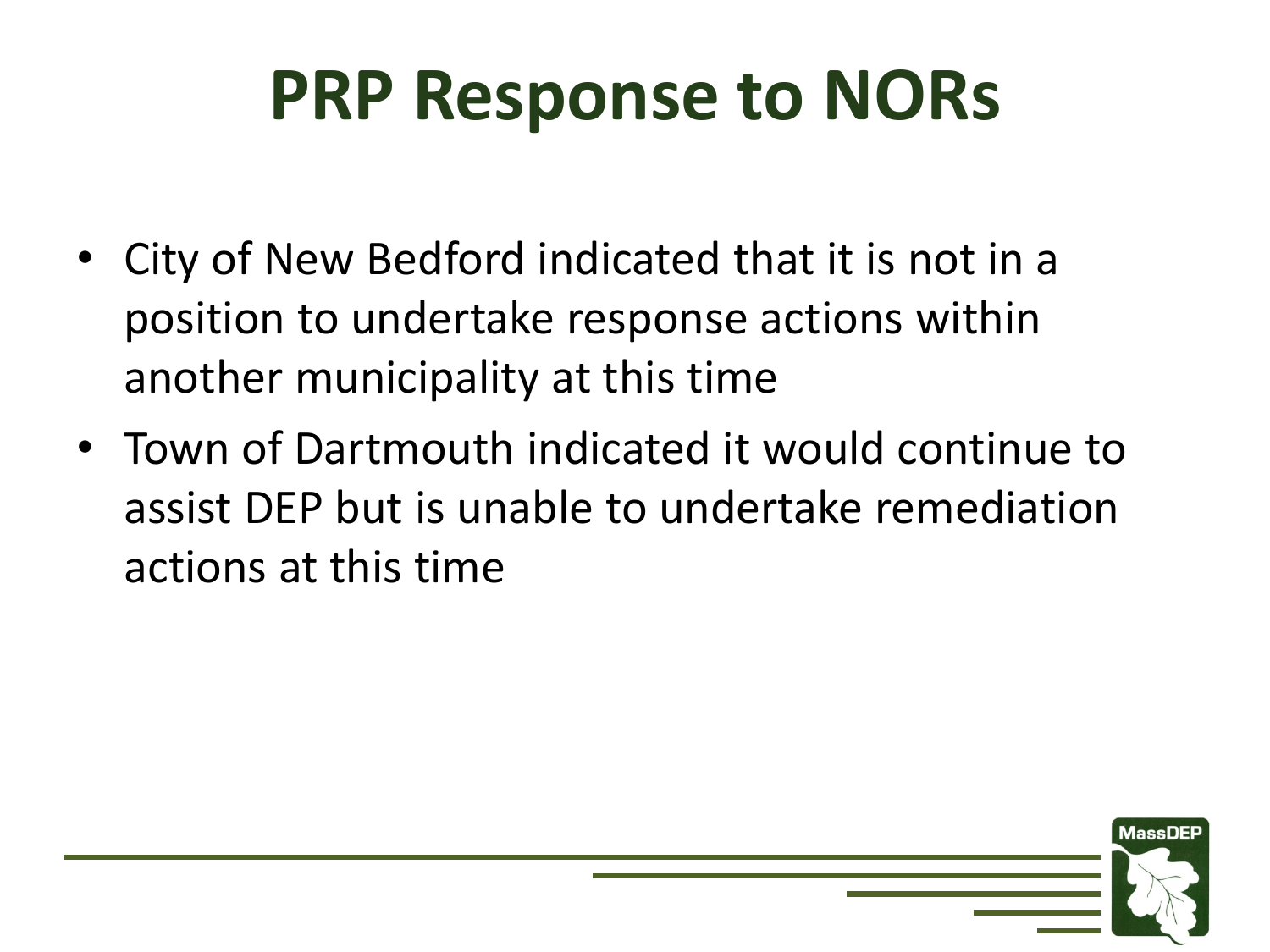# PRP Response to NORs

- City of New Bedford indicated that it is not in a position to undertake response actions within another municipality at this time
- Town of Dartmouth indicated it would continue to assist DEP but is unable to undertake remediation actions at this time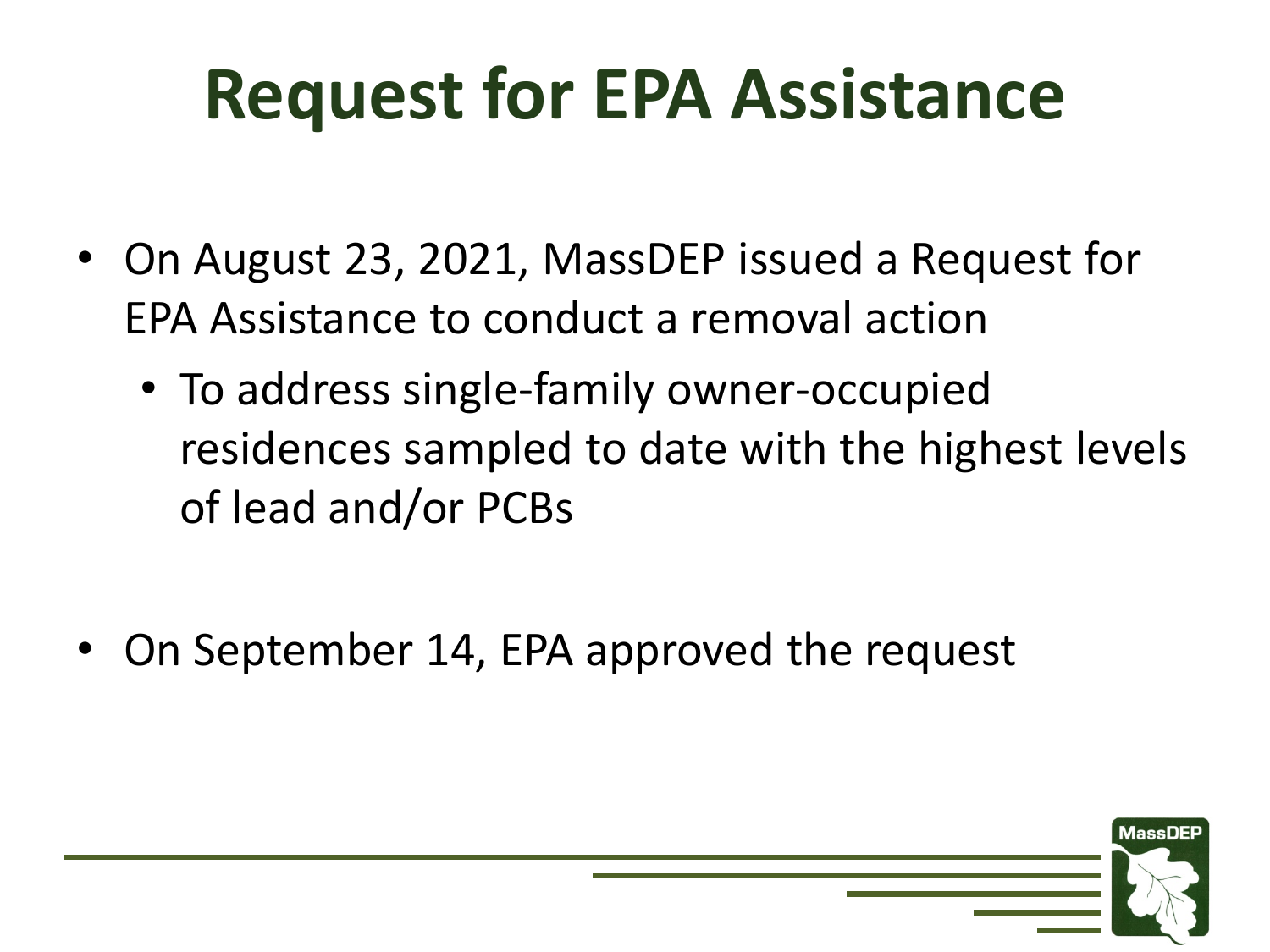# Request for EPA Assistance

- On August 23, 2021, MassDEP issued a Request for EPA Assistance to conduct a removal action
  - To address single-family owner-occupied residences sampled to date with the highest levels of lead and/or PCBs

- On September 14, EPA approved the request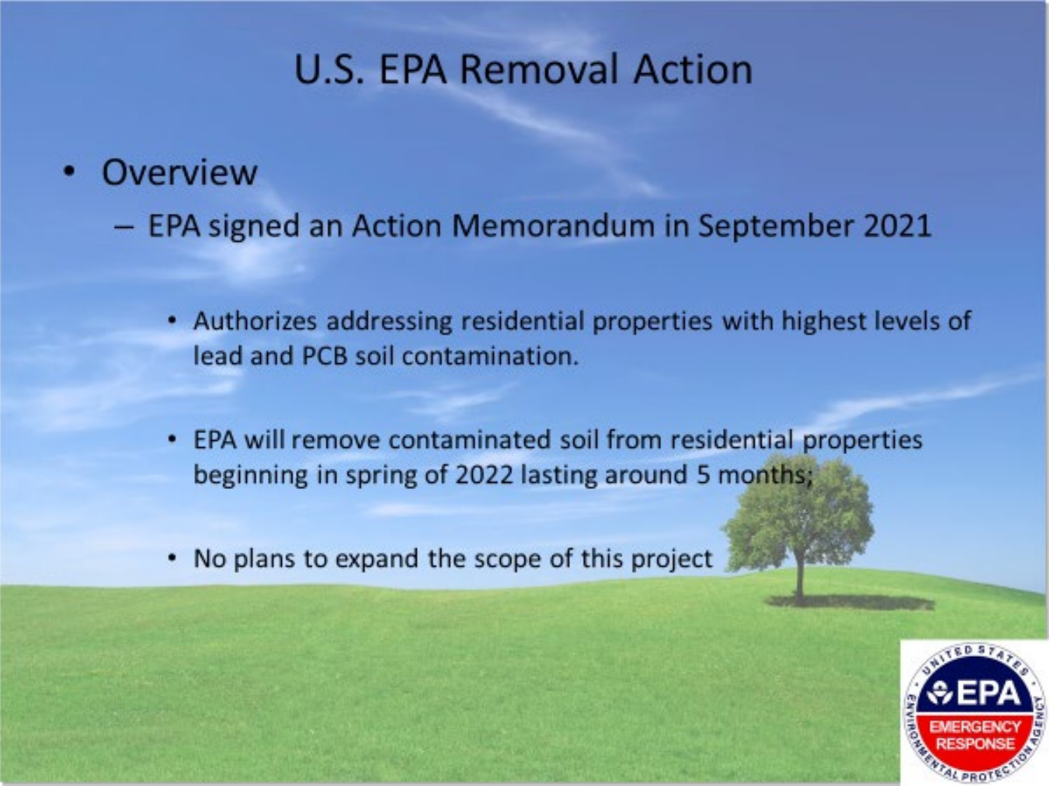# U.S. EPA Removal Action

- Overview
  - EPA signed an Action Memorandum in September 2021
    - Authorizes addressing residential properties with highest levels of lead and PCB soil contamination.
    - EPA will remove contaminated soil from residential properties beginning in spring of 2022 lasting around 5 months;
    - No plans to expand the scope of this project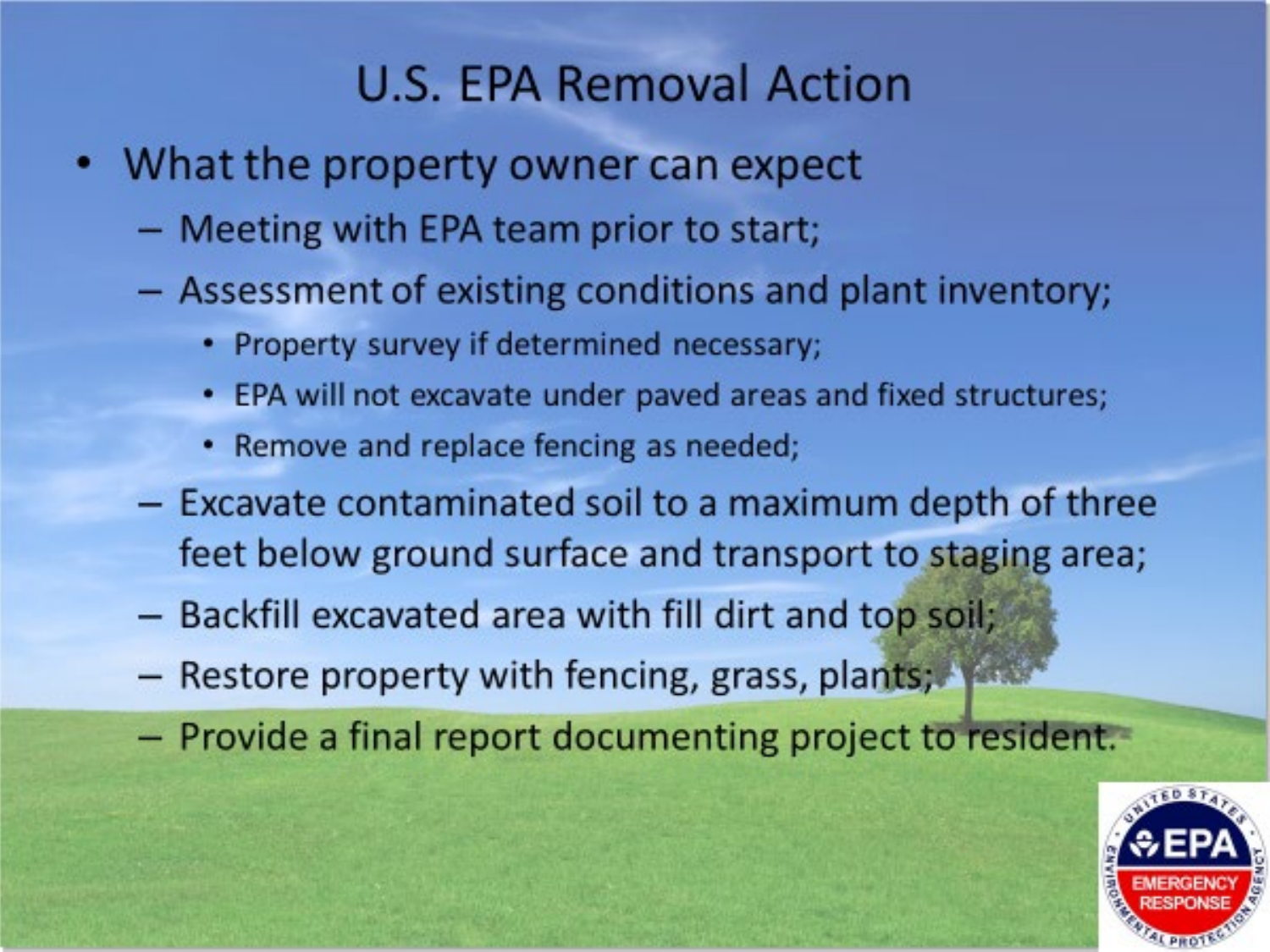# U.S. EPA Removal Action

- What the property owner can expect
  - Meeting with EPA team prior to start;
  - Assessment of existing conditions and plant inventory;
    - Property survey if determined necessary;
    - EPA will not excavate under paved areas and fixed structures;
    - Remove and replace fencing as needed;
  - Excavate contaminated soil to a maximum depth of three feet below ground surface and transport to staging area;
  - Backfill excavated area with fill dirt and top soil;
  - Restore property with fencing, grass, plants;
  - Provide a final report documenting project to resident.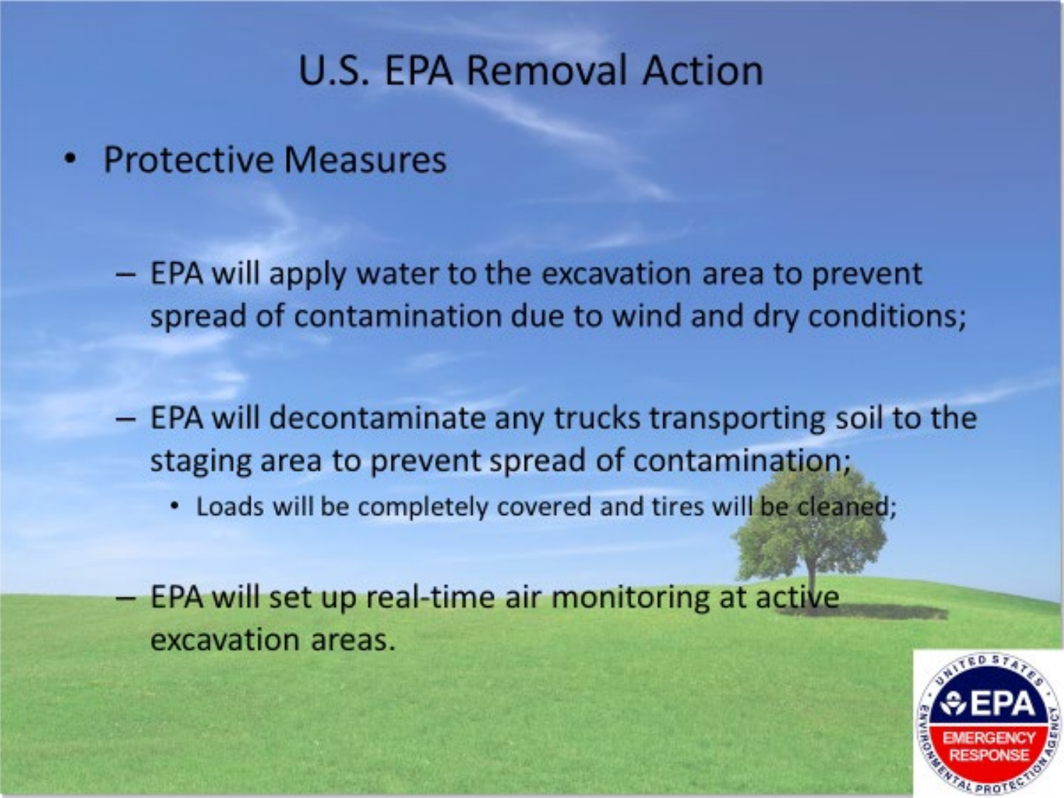# U.S. EPA Removal Action

- Protective Measures
  - EPA will apply water to the excavation area to prevent spread of contamination due to wind and dry conditions;
  - EPA will decontaminate any trucks transporting soil to the staging area to prevent spread of contamination;
    - Loads will be completely covered and tires will be cleaned;
  - EPA will set up real-time air monitoring at active excavation areas.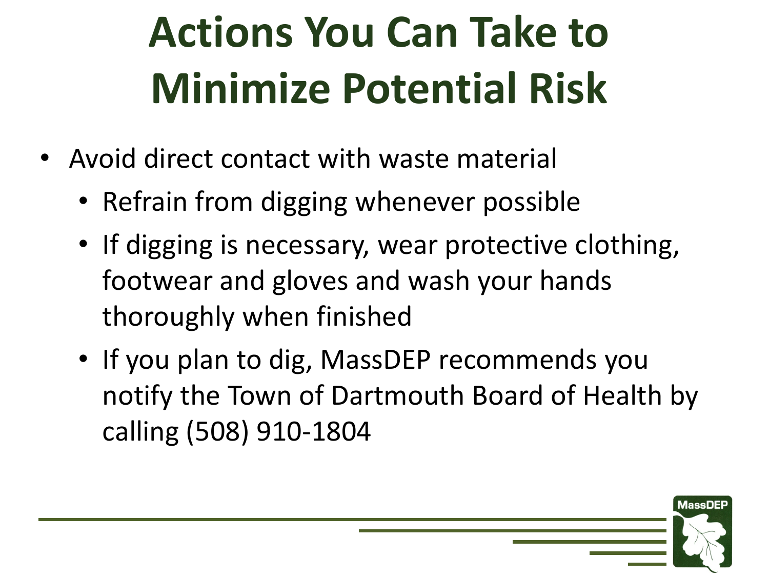# Actions You Can Take to Minimize Potential Risk

- Avoid direct contact with waste material
  - Refrain from digging whenever possible
  - If digging is necessary, wear protective clothing, footwear and gloves and wash your hands thoroughly when finished
  - If you plan to dig, MassDEP recommends you notify the Town of Dartmouth Board of Health by calling (508) 910-1804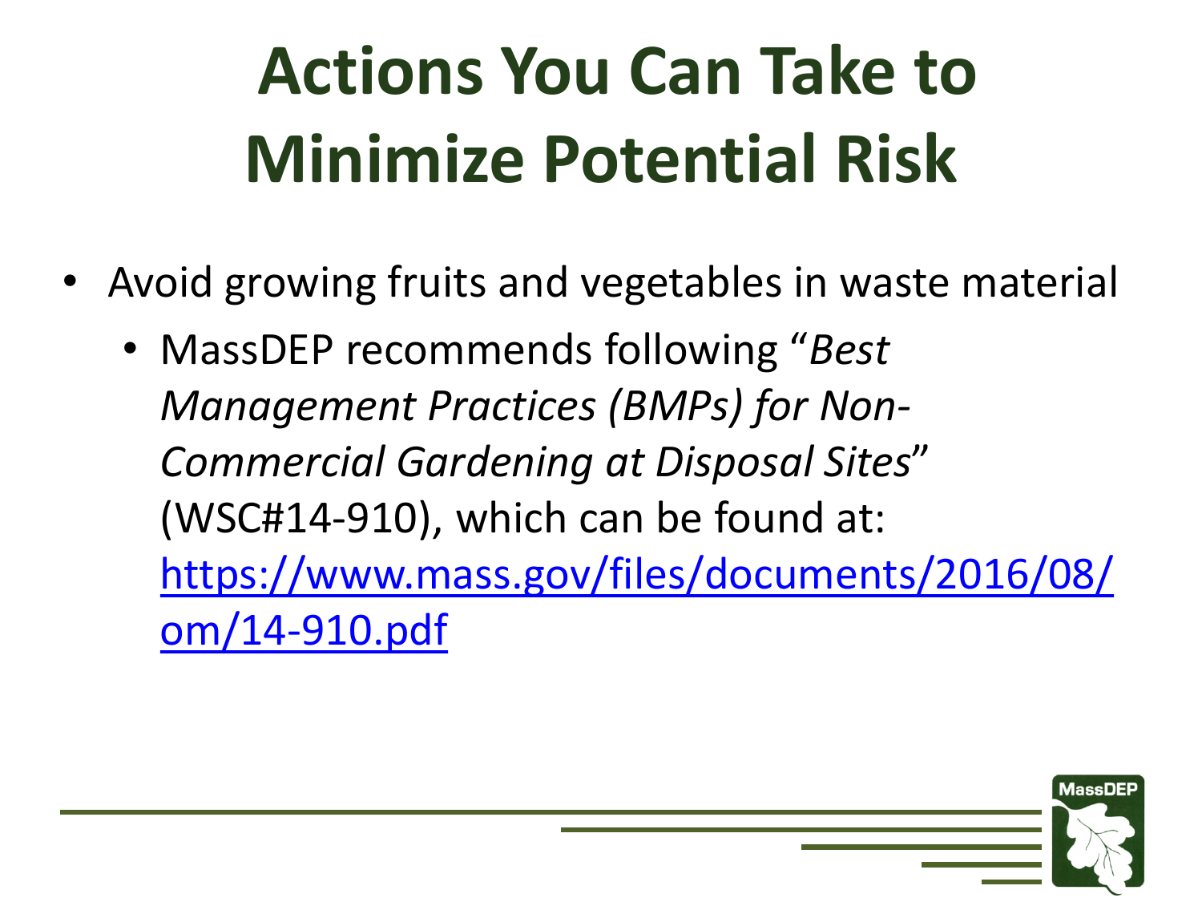# Actions You Can Take to Minimize Potential Risk

- Avoid growing fruits and vegetables in waste material
  - MassDEP recommends following "*Best Management Practices (BMPs) for Non-Commercial Gardening at Disposal Sites*" (WSC#14-910), which can be found at: [https://www.mass.gov/files/documents/2016/08/om/14-910.pdf](https://www.mass.gov/files/documents/2016/08/om/14-910.pdf)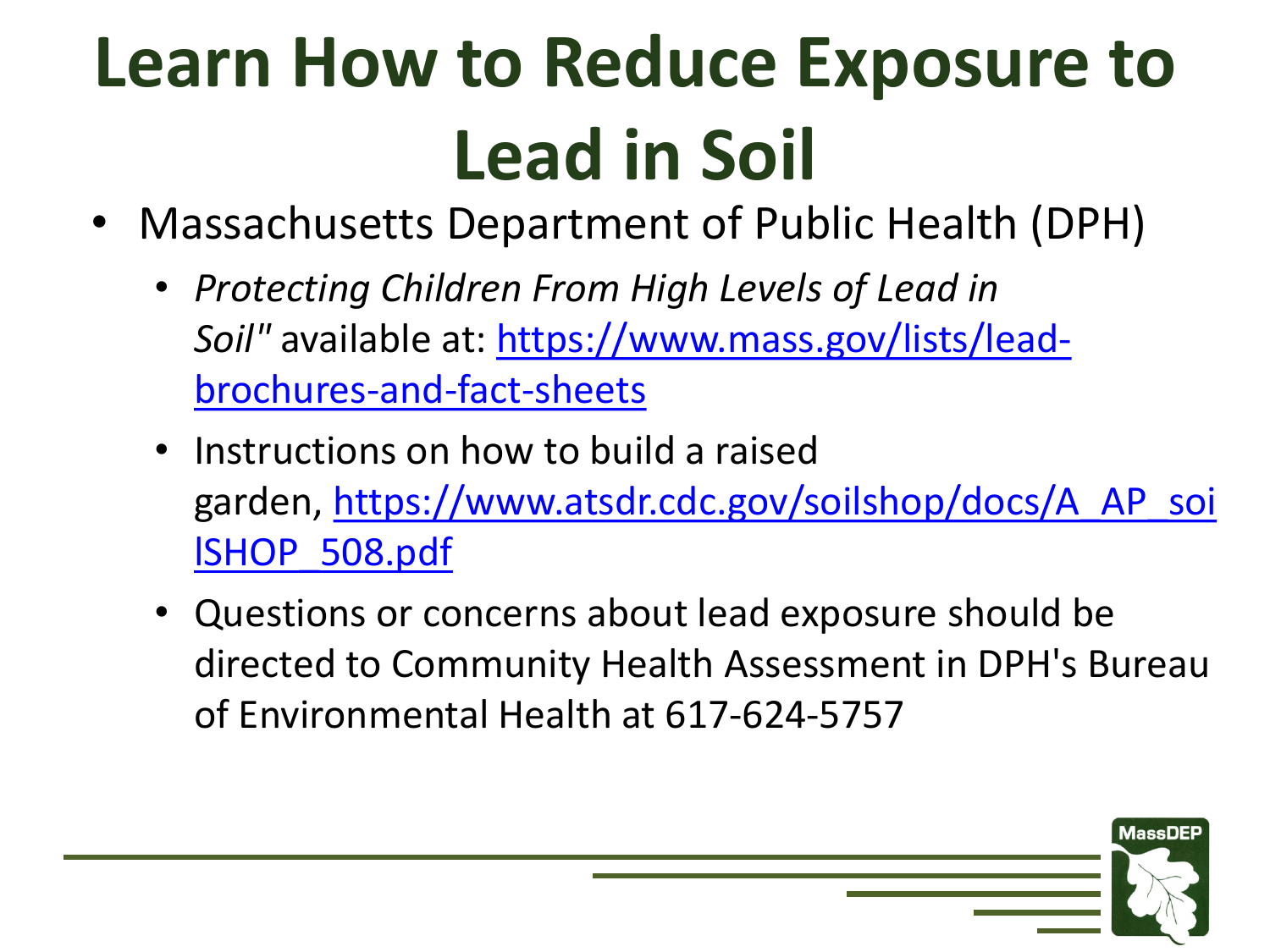# Learn How to Reduce Exposure to Lead in Soil

- Massachusetts Department of Public Health (DPH)
  - *Protecting Children From High Levels of Lead in Soil"* available at: https://www.mass.gov/lists/lead-brochures-and-fact-sheets
  - Instructions on how to build a raised garden, https://www.atsdr.cdc.gov/soilshop/docs/A_AP_soilSHOP_508.pdf
  - Questions or concerns about lead exposure should be directed to Community Health Assessment in DPH's Bureau of Environmental Health at 617-624-5757

MassDEP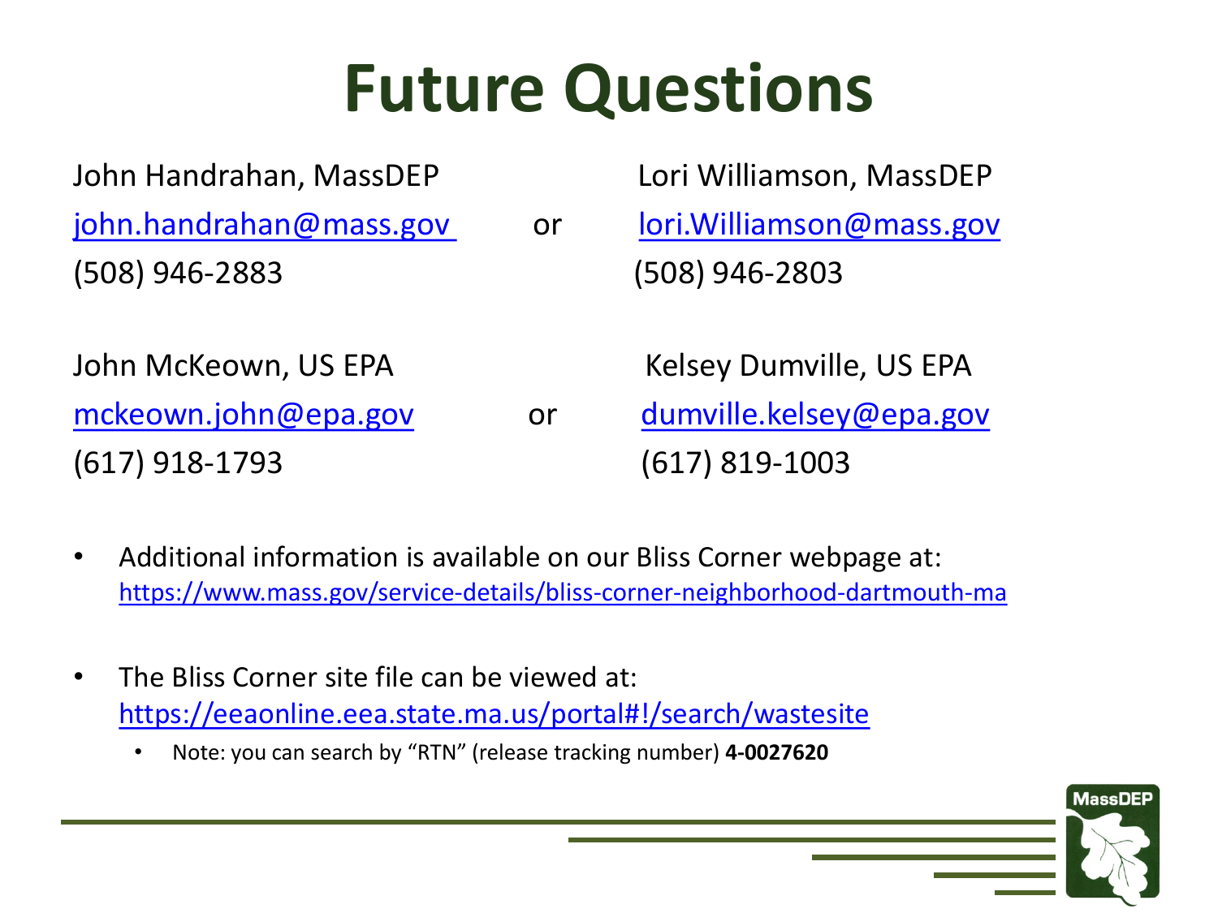# Future Questions

John Handrahan, MassDEP
john.handrahan@mass.gov
(508) 946-2883

or

Lori Williamson, MassDEP
lori.Williamson@mass.gov
(508) 946-2803

John McKeown, US EPA
mckeown.john@epa.gov
(617) 918-1793

or

Kelsey Dumville, US EPA
dumville.kelsey@epa.gov
(617) 819-1003

- Additional information is available on our Bliss Corner webpage at: https://www.mass.gov/service-details/bliss-corner-neighborhood-dartmouth-ma
- The Bliss Corner site file can be viewed at: https://eeaonline.eea.state.ma.us/portal#!/search/wastesite
  - Note: you can search by "RTN" (release tracking number) **4-0027620**

MassDEP